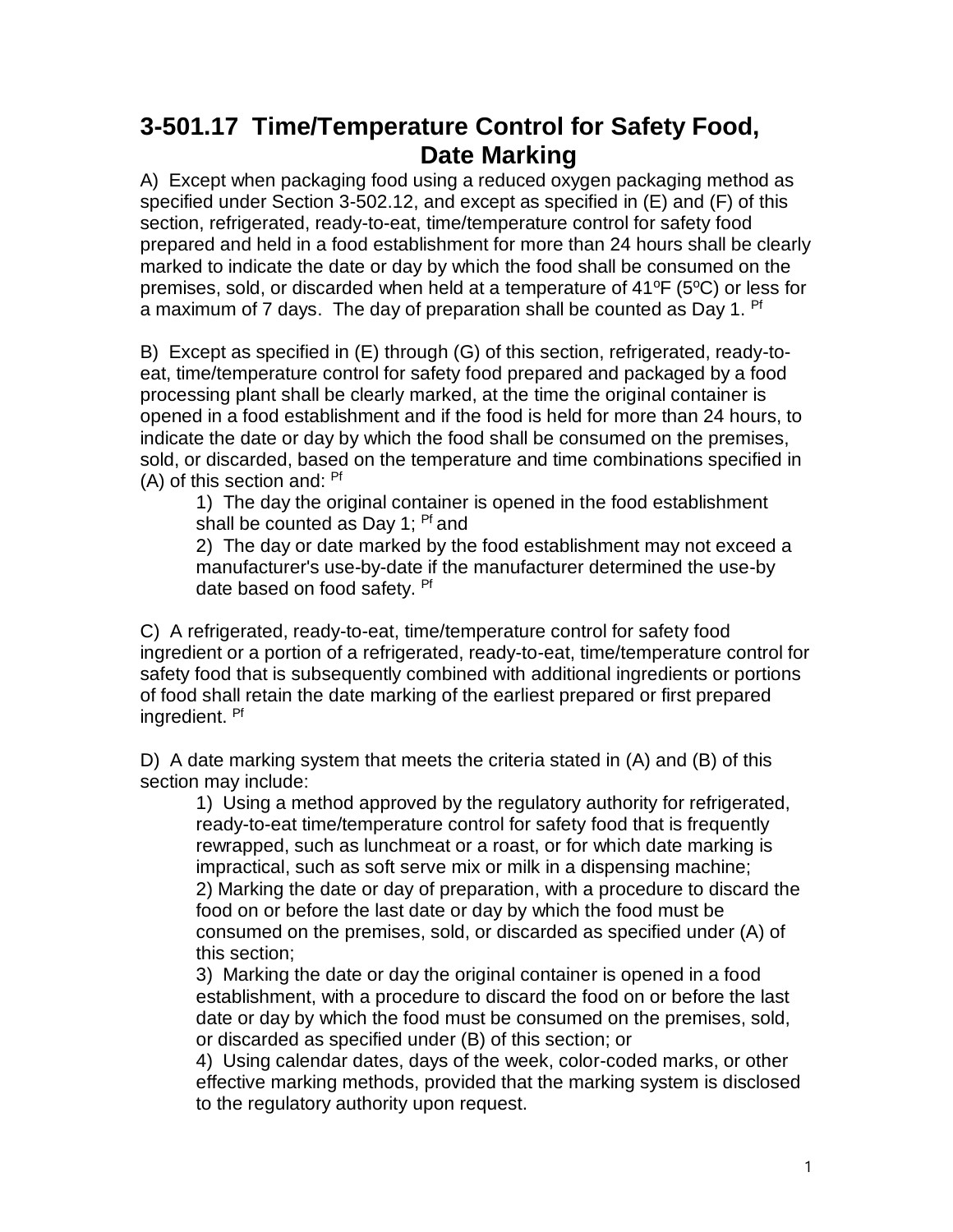# 3-501.17 Time/Temperature Control for Safety Food, Date Marking

A) Except when packaging food using a reduced oxygen packaging method as specified under Section 3-502.12, and except as specified in (E) and (F) of this section, refrigerated, ready-to-eat, time/temperature control for safety food prepared and held in a food establishment for more than 24 hours shall be clearly marked to indicate the date or day by which the food shall be consumed on the premises, sold, or discarded when held at a temperature of 41ºF (5ºC) or less for a maximum of 7 days. The day of preparation shall be counted as Day 1. [Pf]

B) Except as specified in (E) through (G) of this section, refrigerated, ready-to-eat, time/temperature control for safety food prepared and packaged by a food processing plant shall be clearly marked, at the time the original container is opened in a food establishment and if the food is held for more than 24 hours, to indicate the date or day by which the food shall be consumed on the premises, sold, or discarded, based on the temperature and time combinations specified in (A) of this section and: [Pf]

1) The day the original container is opened in the food establishment shall be counted as Day 1; [Pf] and

2) The day or date marked by the food establishment may not exceed a manufacturer's use-by-date if the manufacturer determined the use-by date based on food safety. [Pf]

C) A refrigerated, ready-to-eat, time/temperature control for safety food ingredient or a portion of a refrigerated, ready-to-eat, time/temperature control for safety food that is subsequently combined with additional ingredients or portions of food shall retain the date marking of the earliest prepared or first prepared ingredient. [Pf]

D) A date marking system that meets the criteria stated in (A) and (B) of this section may include:

1) Using a method approved by the regulatory authority for refrigerated, ready-to-eat time/temperature control for safety food that is frequently rewrapped, such as lunchmeat or a roast, or for which date marking is impractical, such as soft serve mix or milk in a dispensing machine;

2) Marking the date or day of preparation, with a procedure to discard the food on or before the last date or day by which the food must be consumed on the premises, sold, or discarded as specified under (A) of this section;

3) Marking the date or day the original container is opened in a food establishment, with a procedure to discard the food on or before the last date or day by which the food must be consumed on the premises, sold, or discarded as specified under (B) of this section; or

4) Using calendar dates, days of the week, color-coded marks, or other effective marking methods, provided that the marking system is disclosed to the regulatory authority upon request.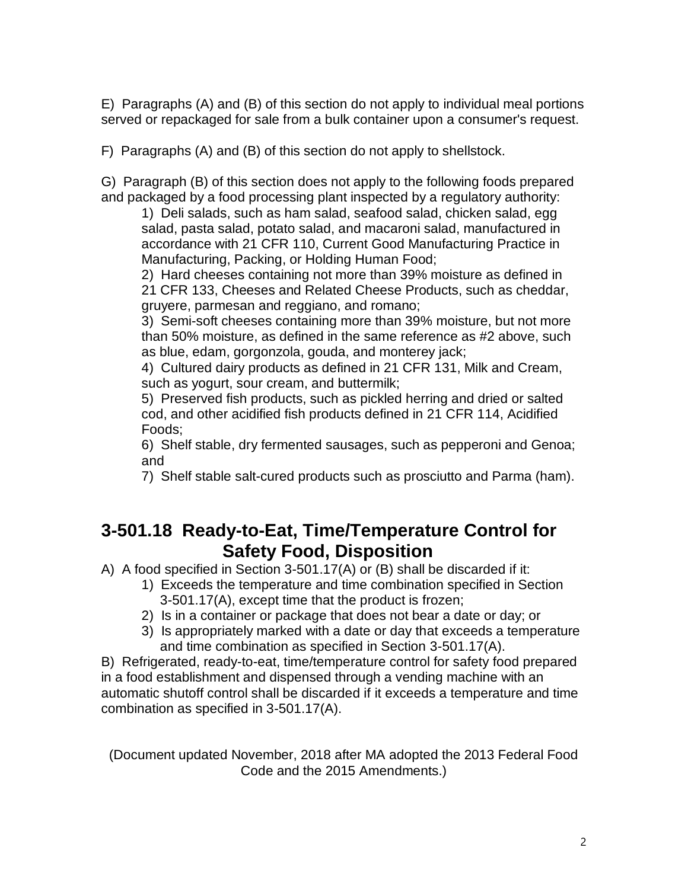E) Paragraphs (A) and (B) of this section do not apply to individual meal portions served or repackaged for sale from a bulk container upon a consumer's request.

F) Paragraphs (A) and (B) of this section do not apply to shellstock.

G) Paragraph (B) of this section does not apply to the following foods prepared and packaged by a food processing plant inspected by a regulatory authority:

1) Deli salads, such as ham salad, seafood salad, chicken salad, egg salad, pasta salad, potato salad, and macaroni salad, manufactured in accordance with 21 CFR 110, Current Good Manufacturing Practice in Manufacturing, Packing, or Holding Human Food;
2) Hard cheeses containing not more than 39% moisture as defined in 21 CFR 133, Cheeses and Related Cheese Products, such as cheddar, gruyere, parmesan and reggiano, and romano;
3) Semi-soft cheeses containing more than 39% moisture, but not more than 50% moisture, as defined in the same reference as #2 above, such as blue, edam, gorgonzola, gouda, and monterey jack;
4) Cultured dairy products as defined in 21 CFR 131, Milk and Cream, such as yogurt, sour cream, and buttermilk;
5) Preserved fish products, such as pickled herring and dried or salted cod, and other acidified fish products defined in 21 CFR 114, Acidified Foods;
6) Shelf stable, dry fermented sausages, such as pepperoni and Genoa; and
7) Shelf stable salt-cured products such as prosciutto and Parma (ham).

## 3-501.18 Ready-to-Eat, Time/Temperature Control for Safety Food, Disposition

A) A food specified in Section 3-501.17(A) or (B) shall be discarded if it:

1) Exceeds the temperature and time combination specified in Section 3-501.17(A), except time that the product is frozen;
2) Is in a container or package that does not bear a date or day; or
3) Is appropriately marked with a date or day that exceeds a temperature and time combination as specified in Section 3-501.17(A).

B) Refrigerated, ready-to-eat, time/temperature control for safety food prepared in a food establishment and dispensed through a vending machine with an automatic shutoff control shall be discarded if it exceeds a temperature and time combination as specified in 3-501.17(A).

(Document updated November, 2018 after MA adopted the 2013 Federal Food Code and the 2015 Amendments.)